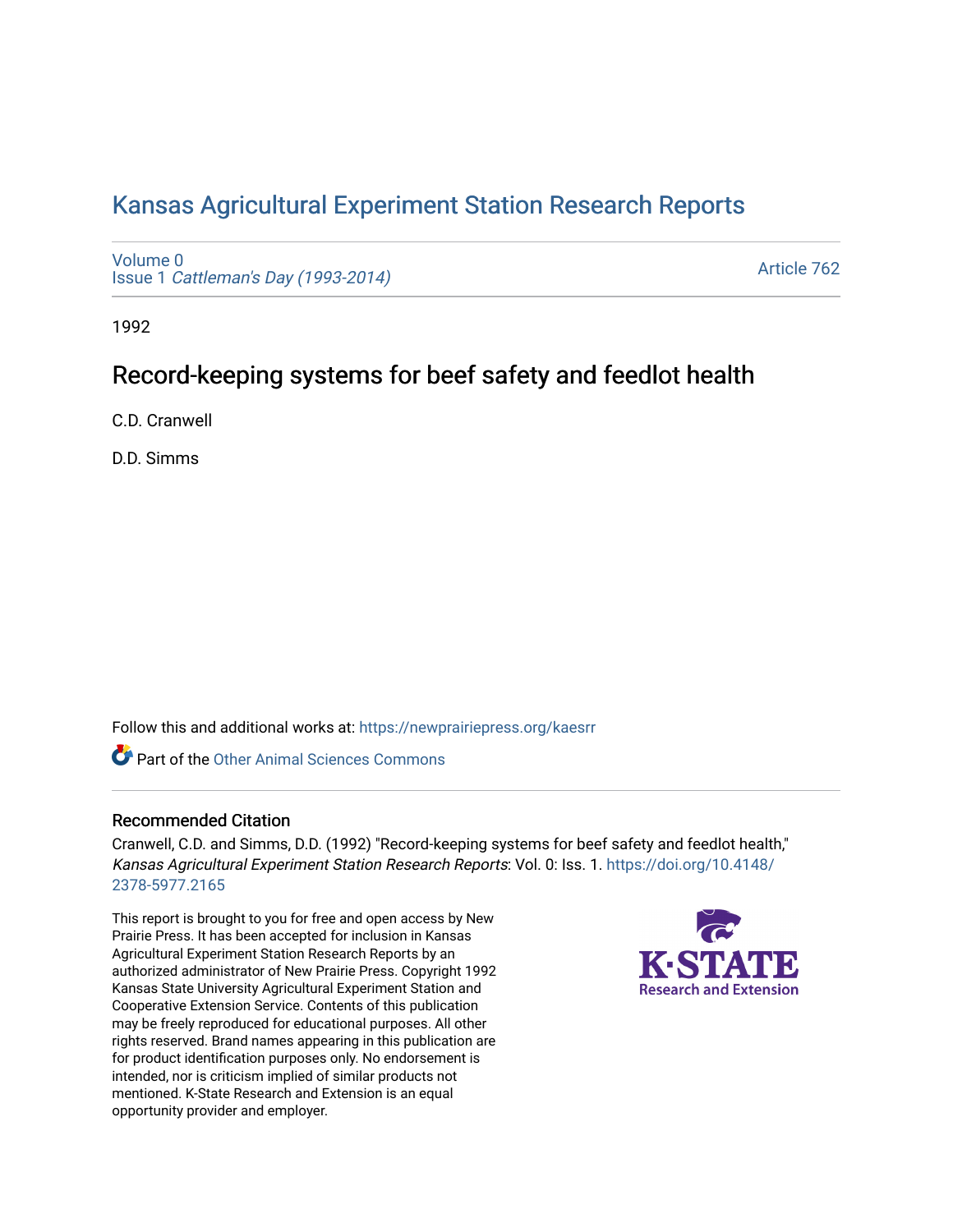# Kansas Agricultural Experiment Station Research Reports

Volume 0
Issue 1 *Cattleman's Day (1993-2014)*

Article 762

1992

## Record-keeping systems for beef safety and feedlot health

C.D. Cranwell

D.D. Simms

Follow this and additional works at: https://newprairiepress.org/kaesrr

Part of the Other Animal Sciences Commons

### Recommended Citation

Cranwell, C.D. and Simms, D.D. (1992) "Record-keeping systems for beef safety and feedlot health," *Kansas Agricultural Experiment Station Research Reports*: Vol. 0: Iss. 1. https://doi.org/10.4148/2378-5977.2165

This report is brought to you for free and open access by New Prairie Press. It has been accepted for inclusion in Kansas Agricultural Experiment Station Research Reports by an authorized administrator of New Prairie Press. Copyright 1992 Kansas State University Agricultural Experiment Station and Cooperative Extension Service. Contents of this publication may be freely reproduced for educational purposes. All other rights reserved. Brand names appearing in this publication are for product identification purposes only. No endorsement is intended, nor is criticism implied of similar products not mentioned. K-State Research and Extension is an equal opportunity provider and employer.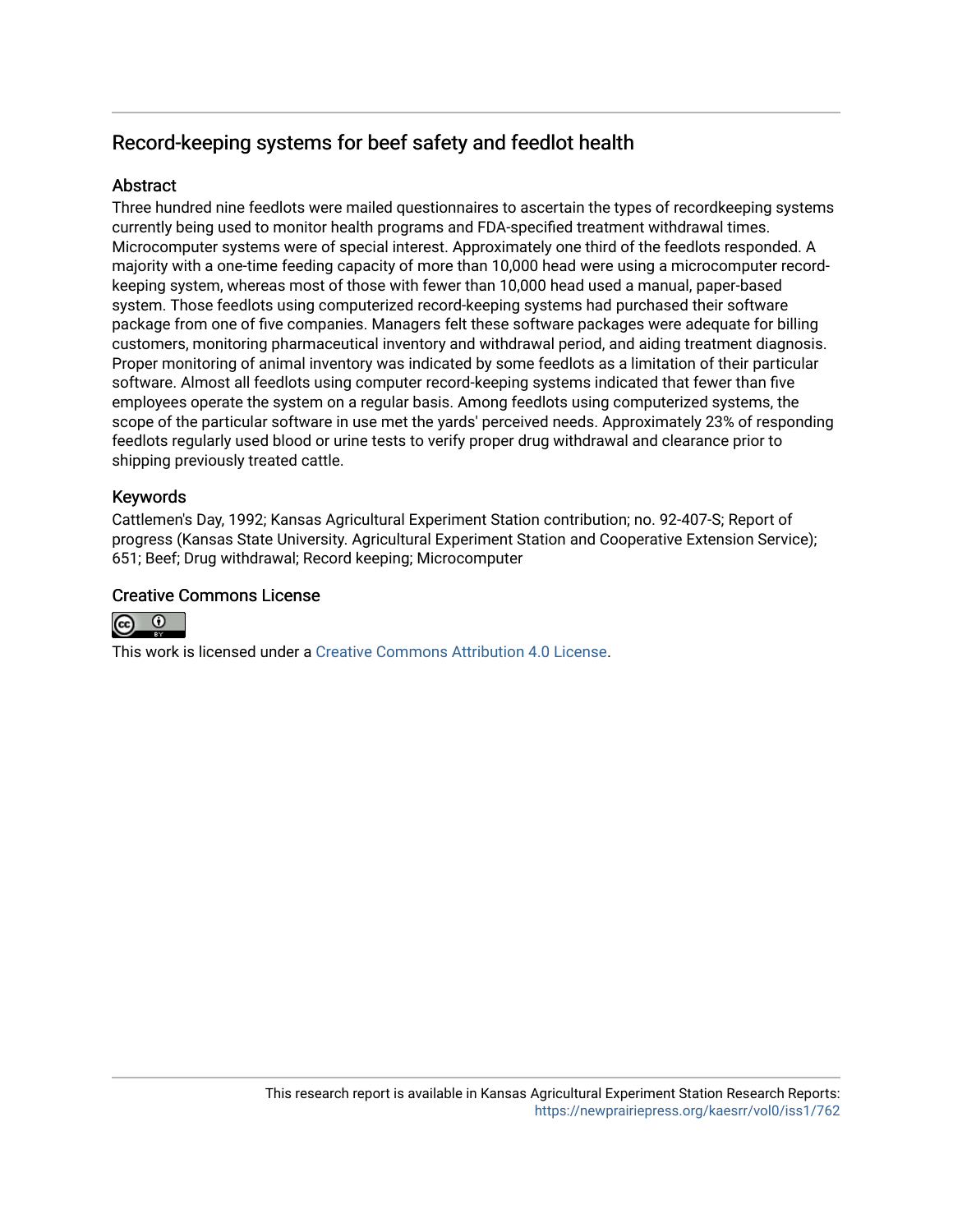## Record-keeping systems for beef safety and feedlot health

### Abstract

Three hundred nine feedlots were mailed questionnaires to ascertain the types of recordkeeping systems currently being used to monitor health programs and FDA-specified treatment withdrawal times. Microcomputer systems were of special interest. Approximately one third of the feedlots responded. A majority with a one-time feeding capacity of more than 10,000 head were using a microcomputer record-keeping system, whereas most of those with fewer than 10,000 head used a manual, paper-based system. Those feedlots using computerized record-keeping systems had purchased their software package from one of five companies. Managers felt these software packages were adequate for billing customers, monitoring pharmaceutical inventory and withdrawal period, and aiding treatment diagnosis. Proper monitoring of animal inventory was indicated by some feedlots as a limitation of their particular software. Almost all feedlots using computer record-keeping systems indicated that fewer than five employees operate the system on a regular basis. Among feedlots using computerized systems, the scope of the particular software in use met the yards' perceived needs. Approximately 23% of responding feedlots regularly used blood or urine tests to verify proper drug withdrawal and clearance prior to shipping previously treated cattle.

### Keywords

Cattlemen's Day, 1992; Kansas Agricultural Experiment Station contribution; no. 92-407-S; Report of progress (Kansas State University. Agricultural Experiment Station and Cooperative Extension Service); 651; Beef; Drug withdrawal; Record keeping; Microcomputer

### Creative Commons License

This work is licensed under a Creative Commons Attribution 4.0 License.

This research report is available in Kansas Agricultural Experiment Station Research Reports: https://newprairiepress.org/kaesrr/vol0/iss1/762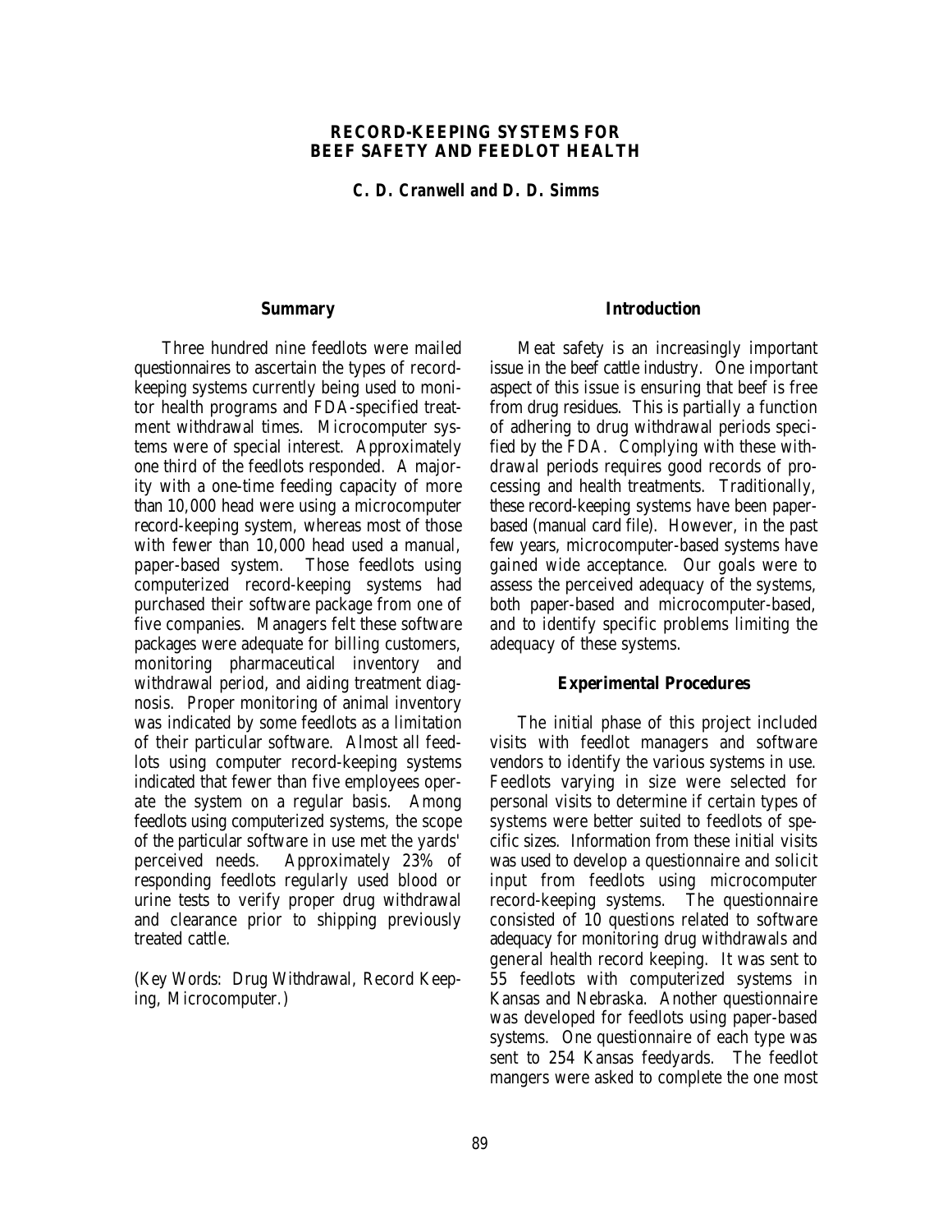# RECORD-KEEPING SYSTEMS FOR BEEF SAFETY AND FEEDLOT HEALTH

**C. D. Cranwell and D. D. Simms**

## Summary

Three hundred nine feedlots were mailed questionnaires to ascertain the types of record-keeping systems currently being used to monitor health programs and FDA-specified treatment withdrawal times. Microcomputer systems were of special interest. Approximately one third of the feedlots responded. A majority with a one-time feeding capacity of more than 10,000 head were using a microcomputer record-keeping system, whereas most of those with fewer than 10,000 head used a manual, paper-based system. Those feedlots using computerized record-keeping systems had purchased their software package from one of five companies. Managers felt these software packages were adequate for billing customers, monitoring pharmaceutical inventory and withdrawal period, and aiding treatment diagnosis. Proper monitoring of animal inventory was indicated by some feedlots as a limitation of their particular software. Almost all feedlots using computer record-keeping systems indicated that fewer than five employees operate the system on a regular basis. Among feedlots using computerized systems, the scope of the particular software in use met the yards' perceived needs. Approximately 23% of responding feedlots regularly used blood or urine tests to verify proper drug withdrawal and clearance prior to shipping previously treated cattle.

(Key Words: Drug Withdrawal, Record Keeping, Microcomputer.)

## Introduction

Meat safety is an increasingly important issue in the beef cattle industry. One important aspect of this issue is ensuring that beef is free from drug residues. This is partially a function of adhering to drug withdrawal periods specified by the FDA. Complying with these withdrawal periods requires good records of processing and health treatments. Traditionally, these record-keeping systems have been paper-based (manual card file). However, in the past few years, microcomputer-based systems have gained wide acceptance. Our goals were to assess the perceived adequacy of the systems, both paper-based and microcomputer-based, and to identify specific problems limiting the adequacy of these systems.

## Experimental Procedures

The initial phase of this project included visits with feedlot managers and software vendors to identify the various systems in use. Feedlots varying in size were selected for personal visits to determine if certain types of systems were better suited to feedlots of specific sizes. Information from these initial visits was used to develop a questionnaire and solicit input from feedlots using microcomputer record-keeping systems. The questionnaire consisted of 10 questions related to software adequacy for monitoring drug withdrawals and general health record keeping. It was sent to 55 feedlots with computerized systems in Kansas and Nebraska. Another questionnaire was developed for feedlots using paper-based systems. One questionnaire of each type was sent to 254 Kansas feedyards. The feedlot mangers were asked to complete the one most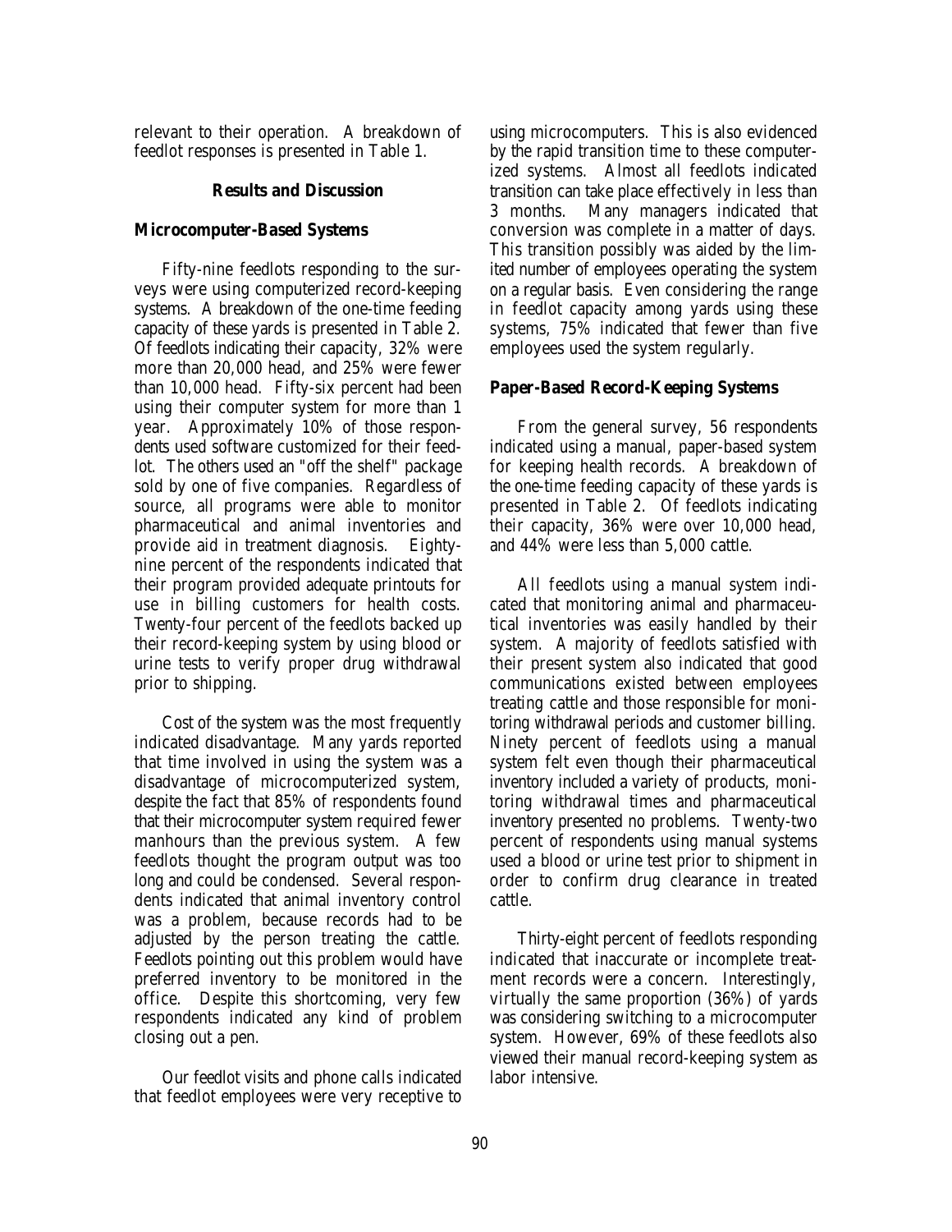relevant to their operation. A breakdown of feedlot responses is presented in Table 1.

## Results and Discussion

### Microcomputer-Based Systems

Fifty-nine feedlots responding to the surveys were using computerized record-keeping systems. A breakdown of the one-time feeding capacity of these yards is presented in Table 2. Of feedlots indicating their capacity, 32% were more than 20,000 head, and 25% were fewer than 10,000 head. Fifty-six percent had been using their computer system for more than 1 year. Approximately 10% of those respondents used software customized for their feedlot. The others used an "off the shelf" package sold by one of five companies. Regardless of source, all programs were able to monitor pharmaceutical and animal inventories and provide aid in treatment diagnosis. Eighty-nine percent of the respondents indicated that their program provided adequate printouts for use in billing customers for health costs. Twenty-four percent of the feedlots backed up their record-keeping system by using blood or urine tests to verify proper drug withdrawal prior to shipping.

Cost of the system was the most frequently indicated disadvantage. Many yards reported that time involved in using the system was a disadvantage of microcomputerized system, despite the fact that 85% of respondents found that their microcomputer system required fewer manhours than the previous system. A few feedlots thought the program output was too long and could be condensed. Several respondents indicated that animal inventory control was a problem, because records had to be adjusted by the person treating the cattle. Feedlots pointing out this problem would have preferred inventory to be monitored in the office. Despite this shortcoming, very few respondents indicated any kind of problem closing out a pen.

Our feedlot visits and phone calls indicated that feedlot employees were very receptive to using microcomputers. This is also evidenced by the rapid transition time to these computerized systems. Almost all feedlots indicated transition can take place effectively in less than 3 months. Many managers indicated that conversion was complete in a matter of days. This transition possibly was aided by the limited number of employees operating the system on a regular basis. Even considering the range in feedlot capacity among yards using these systems, 75% indicated that fewer than five employees used the system regularly.

### Paper-Based Record-Keeping Systems

From the general survey, 56 respondents indicated using a manual, paper-based system for keeping health records. A breakdown of the one-time feeding capacity of these yards is presented in Table 2. Of feedlots indicating their capacity, 36% were over 10,000 head, and 44% were less than 5,000 cattle.

All feedlots using a manual system indicated that monitoring animal and pharmaceutical inventories was easily handled by their system. A majority of feedlots satisfied with their present system also indicated that good communications existed between employees treating cattle and those responsible for monitoring withdrawal periods and customer billing. Ninety percent of feedlots using a manual system felt even though their pharmaceutical inventory included a variety of products, monitoring withdrawal times and pharmaceutical inventory presented no problems. Twenty-two percent of respondents using manual systems used a blood or urine test prior to shipment in order to confirm drug clearance in treated cattle.

Thirty-eight percent of feedlots responding indicated that inaccurate or incomplete treatment records were a concern. Interestingly, virtually the same proportion (36%) of yards was considering switching to a microcomputer system. However, 69% of these feedlots also viewed their manual record-keeping system as labor intensive.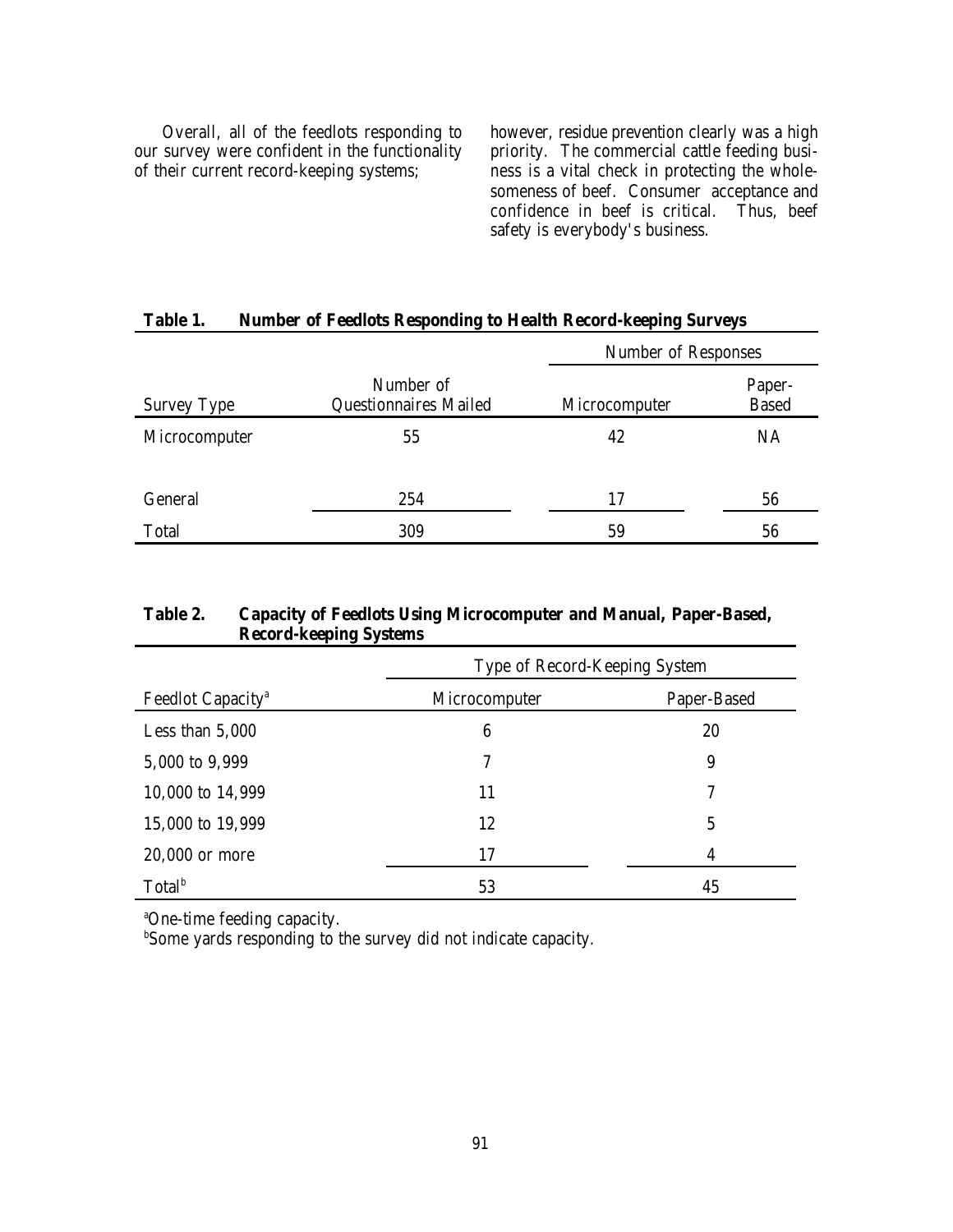Overall, all of the feedlots responding to our survey were confident in the functionality of their current record-keeping systems; however, residue prevention clearly was a high priority. The commercial cattle feeding business is a vital check in protecting the wholesomeness of beef. Consumer acceptance and confidence in beef is critical. Thus, beef safety is everybody's business.

**Table 1. Number of Feedlots Responding to Health Record-keeping Surveys**

| | | Number of Responses | |
|---|---|---|---|
| Survey Type | Number of Questionnaires Mailed | Microcomputer | Paper-Based |
| Microcomputer | 55 | 42 | NA |
| General | 254 | 17 | 56 |
| Total | 309 | 59 | 56 |

**Table 2. Capacity of Feedlots Using Microcomputer and Manual, Paper-Based, Record-keeping Systems**

| | Type of Record-Keeping System | |
|---|---|---|
| Feedlot Capacity[a] | Microcomputer | Paper-Based |
| Less than 5,000 | 6 | 20 |
| 5,000 to 9,999 | 7 | 9 |
| 10,000 to 14,999 | 11 | 7 |
| 15,000 to 19,999 | 12 | 5 |
| 20,000 or more | 17 | 4 |
| Total[b] | 53 | 45 |

[a]One-time feeding capacity.

[b]Some yards responding to the survey did not indicate capacity.